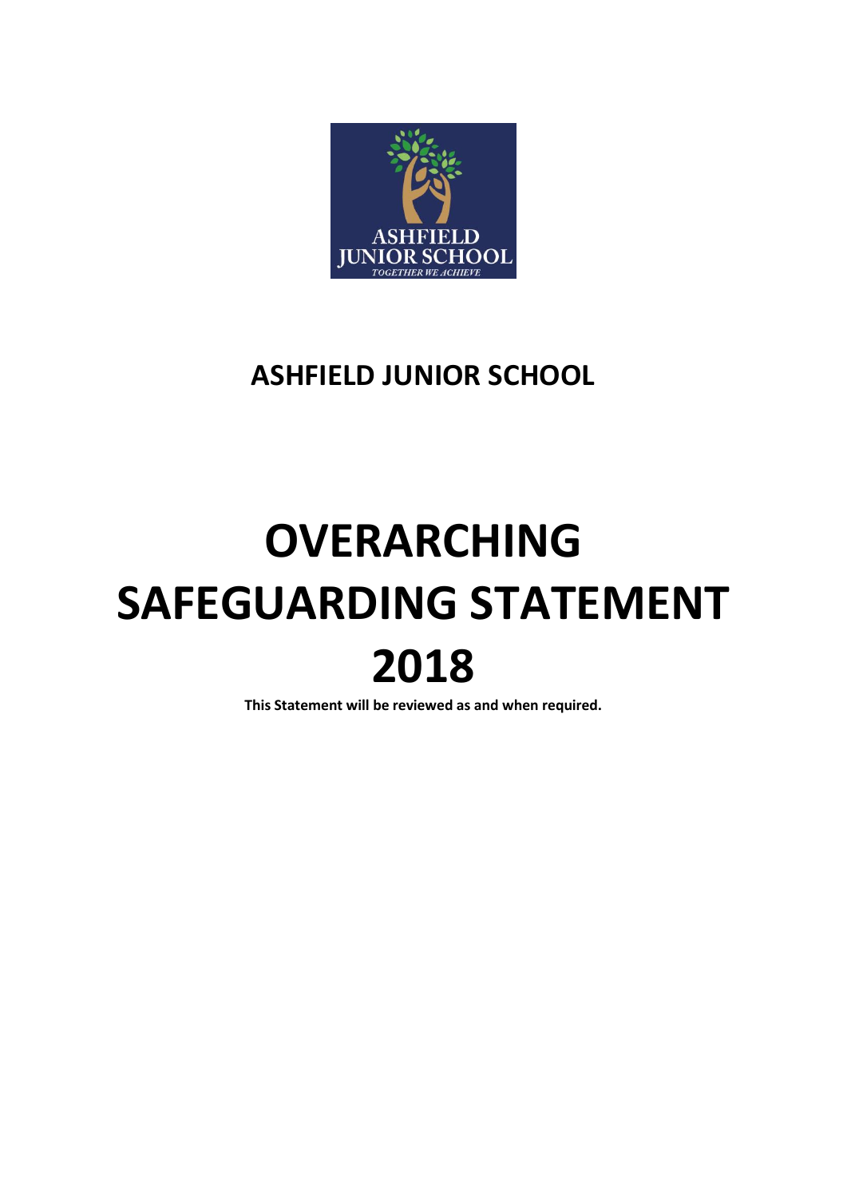# ASHFIELD JUNIOR SCHOOL

# OVERARCHING SAFEGUARDING STATEMENT 2018

**This Statement will be reviewed as and when required.**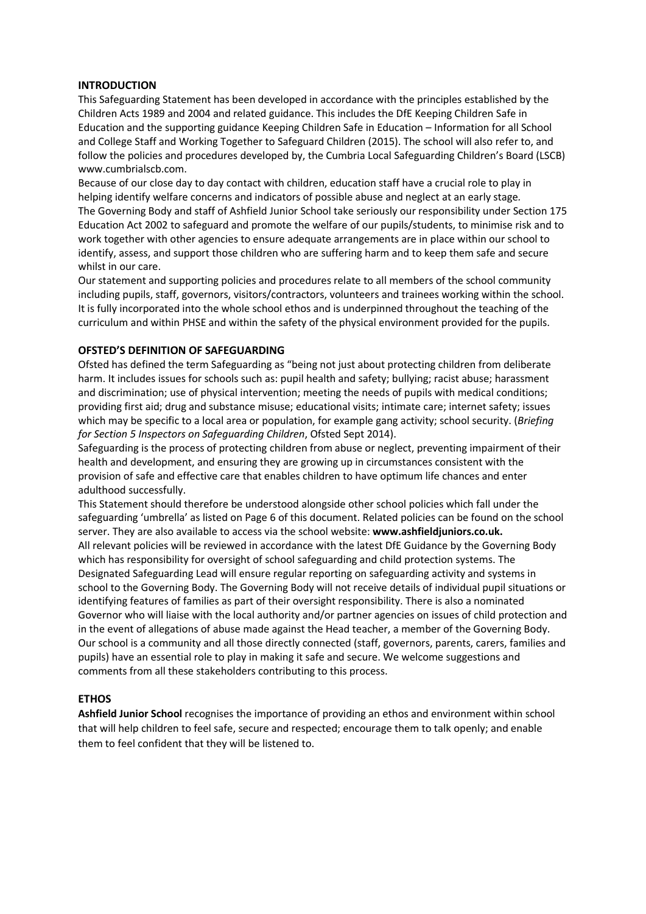## INTRODUCTION

This Safeguarding Statement has been developed in accordance with the principles established by the Children Acts 1989 and 2004 and related guidance. This includes the DfE Keeping Children Safe in Education and the supporting guidance Keeping Children Safe in Education – Information for all School and College Staff and Working Together to Safeguard Children (2015). The school will also refer to, and follow the policies and procedures developed by, the Cumbria Local Safeguarding Children's Board (LSCB) www.cumbrialscb.com.

Because of our close day to day contact with children, education staff have a crucial role to play in helping identify welfare concerns and indicators of possible abuse and neglect at an early stage.

The Governing Body and staff of Ashfield Junior School take seriously our responsibility under Section 175 Education Act 2002 to safeguard and promote the welfare of our pupils/students, to minimise risk and to work together with other agencies to ensure adequate arrangements are in place within our school to identify, assess, and support those children who are suffering harm and to keep them safe and secure whilst in our care.

Our statement and supporting policies and procedures relate to all members of the school community including pupils, staff, governors, visitors/contractors, volunteers and trainees working within the school. It is fully incorporated into the whole school ethos and is underpinned throughout the teaching of the curriculum and within PHSE and within the safety of the physical environment provided for the pupils.

## OFSTED'S DEFINITION OF SAFEGUARDING

Ofsted has defined the term Safeguarding as "being not just about protecting children from deliberate harm. It includes issues for schools such as: pupil health and safety; bullying; racist abuse; harassment and discrimination; use of physical intervention; meeting the needs of pupils with medical conditions; providing first aid; drug and substance misuse; educational visits; intimate care; internet safety; issues which may be specific to a local area or population, for example gang activity; school security. (*Briefing for Section 5 Inspectors on Safeguarding Children*, Ofsted Sept 2014).

Safeguarding is the process of protecting children from abuse or neglect, preventing impairment of their health and development, and ensuring they are growing up in circumstances consistent with the provision of safe and effective care that enables children to have optimum life chances and enter adulthood successfully.

This Statement should therefore be understood alongside other school policies which fall under the safeguarding 'umbrella' as listed on Page 6 of this document. Related policies can be found on the school server. They are also available to access via the school website: **www.ashfieldjuniors.co.uk.**

All relevant policies will be reviewed in accordance with the latest DfE Guidance by the Governing Body which has responsibility for oversight of school safeguarding and child protection systems. The Designated Safeguarding Lead will ensure regular reporting on safeguarding activity and systems in school to the Governing Body. The Governing Body will not receive details of individual pupil situations or identifying features of families as part of their oversight responsibility. There is also a nominated Governor who will liaise with the local authority and/or partner agencies on issues of child protection and in the event of allegations of abuse made against the Head teacher, a member of the Governing Body.

Our school is a community and all those directly connected (staff, governors, parents, carers, families and pupils) have an essential role to play in making it safe and secure. We welcome suggestions and comments from all these stakeholders contributing to this process.

## ETHOS

**Ashfield Junior School** recognises the importance of providing an ethos and environment within school that will help children to feel safe, secure and respected; encourage them to talk openly; and enable them to feel confident that they will be listened to.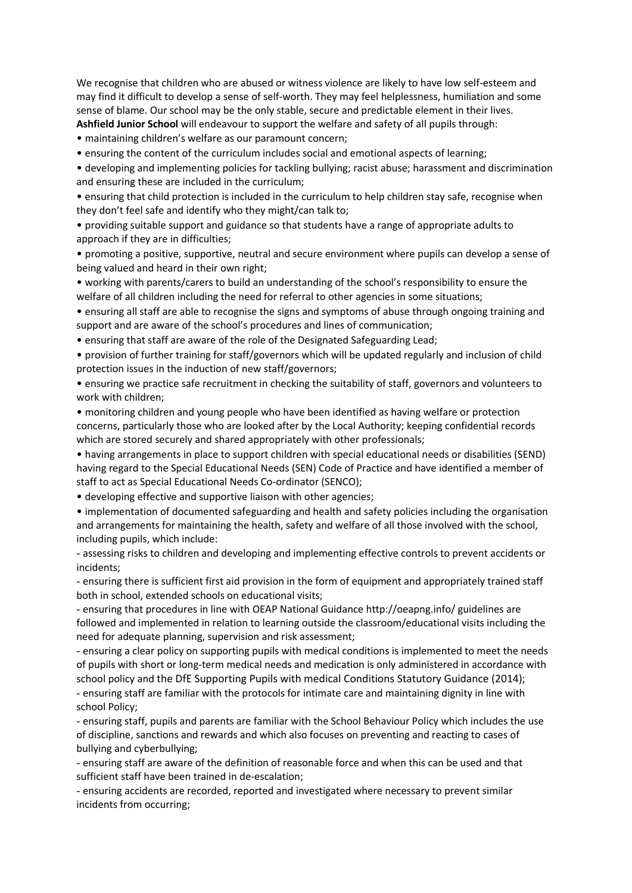We recognise that children who are abused or witness violence are likely to have low self-esteem and may find it difficult to develop a sense of self-worth. They may feel helplessness, humiliation and some sense of blame. Our school may be the only stable, secure and predictable element in their lives. **Ashfield Junior School** will endeavour to support the welfare and safety of all pupils through:

- maintaining children's welfare as our paramount concern;
- ensuring the content of the curriculum includes social and emotional aspects of learning;
- developing and implementing policies for tackling bullying; racist abuse; harassment and discrimination and ensuring these are included in the curriculum;
- ensuring that child protection is included in the curriculum to help children stay safe, recognise when they don't feel safe and identify who they might/can talk to;
- providing suitable support and guidance so that students have a range of appropriate adults to approach if they are in difficulties;
- promoting a positive, supportive, neutral and secure environment where pupils can develop a sense of being valued and heard in their own right;
- working with parents/carers to build an understanding of the school's responsibility to ensure the welfare of all children including the need for referral to other agencies in some situations;
- ensuring all staff are able to recognise the signs and symptoms of abuse through ongoing training and support and are aware of the school's procedures and lines of communication;
- ensuring that staff are aware of the role of the Designated Safeguarding Lead;
- provision of further training for staff/governors which will be updated regularly and inclusion of child protection issues in the induction of new staff/governors;
- ensuring we practice safe recruitment in checking the suitability of staff, governors and volunteers to work with children;
- monitoring children and young people who have been identified as having welfare or protection concerns, particularly those who are looked after by the Local Authority; keeping confidential records which are stored securely and shared appropriately with other professionals;
- having arrangements in place to support children with special educational needs or disabilities (SEND) having regard to the Special Educational Needs (SEN) Code of Practice and have identified a member of staff to act as Special Educational Needs Co-ordinator (SENCO);
- developing effective and supportive liaison with other agencies;
- implementation of documented safeguarding and health and safety policies including the organisation and arrangements for maintaining the health, safety and welfare of all those involved with the school, including pupils, which include:
  - assessing risks to children and developing and implementing effective controls to prevent accidents or incidents;
  - ensuring there is sufficient first aid provision in the form of equipment and appropriately trained staff both in school, extended schools on educational visits;
  - ensuring that procedures in line with OEAP National Guidance http://oeapng.info/ guidelines are followed and implemented in relation to learning outside the classroom/educational visits including the need for adequate planning, supervision and risk assessment;
  - ensuring a clear policy on supporting pupils with medical conditions is implemented to meet the needs of pupils with short or long-term medical needs and medication is only administered in accordance with school policy and the DfE Supporting Pupils with medical Conditions Statutory Guidance (2014);
  - ensuring staff are familiar with the protocols for intimate care and maintaining dignity in line with school Policy;
  - ensuring staff, pupils and parents are familiar with the School Behaviour Policy which includes the use of discipline, sanctions and rewards and which also focuses on preventing and reacting to cases of bullying and cyberbullying;
  - ensuring staff are aware of the definition of reasonable force and when this can be used and that sufficient staff have been trained in de-escalation;
  - ensuring accidents are recorded, reported and investigated where necessary to prevent similar incidents from occurring;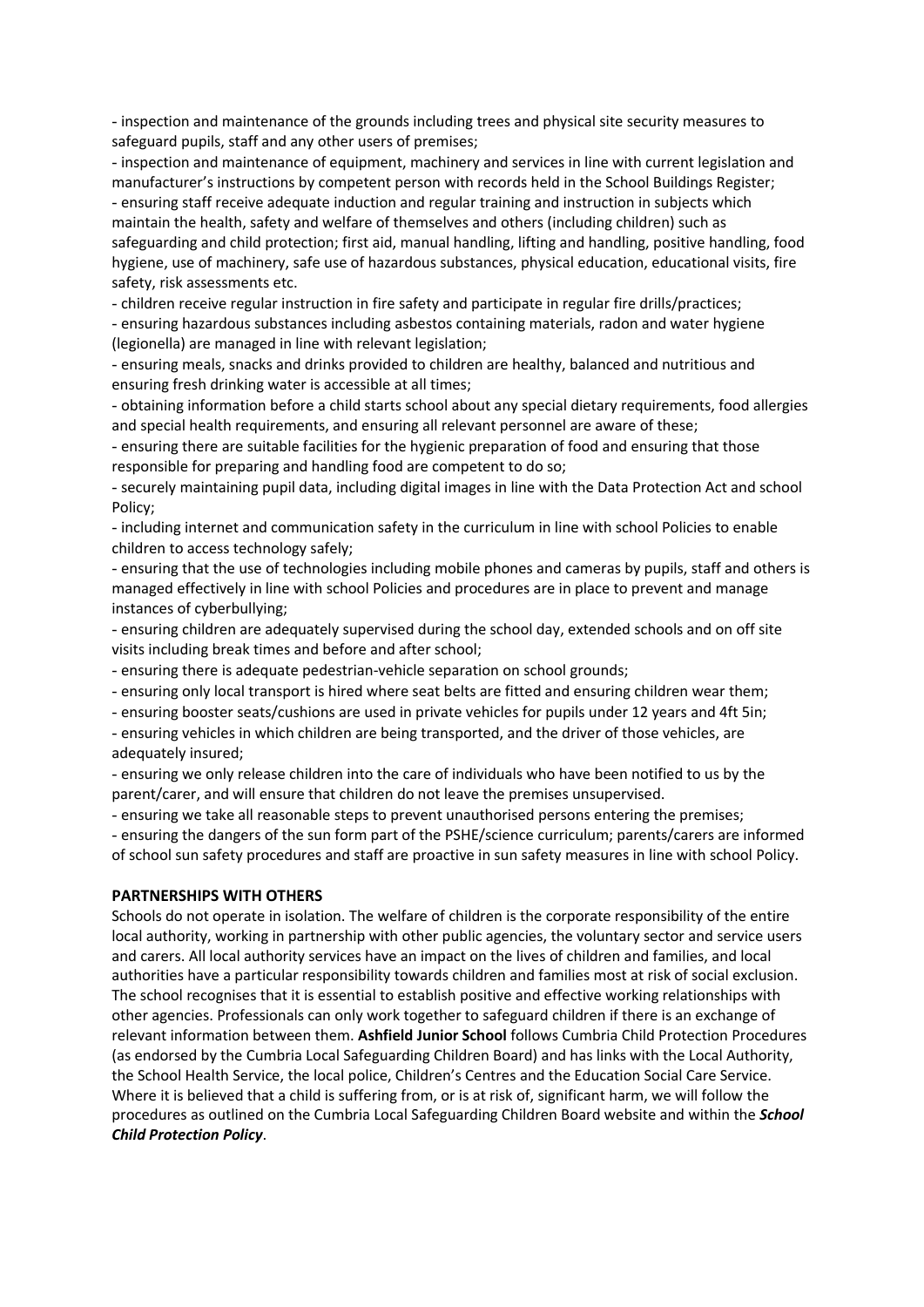- inspection and maintenance of the grounds including trees and physical site security measures to safeguard pupils, staff and any other users of premises;
- inspection and maintenance of equipment, machinery and services in line with current legislation and manufacturer's instructions by competent person with records held in the School Buildings Register;
- ensuring staff receive adequate induction and regular training and instruction in subjects which maintain the health, safety and welfare of themselves and others (including children) such as safeguarding and child protection; first aid, manual handling, lifting and handling, positive handling, food hygiene, use of machinery, safe use of hazardous substances, physical education, educational visits, fire safety, risk assessments etc.
- children receive regular instruction in fire safety and participate in regular fire drills/practices;
- ensuring hazardous substances including asbestos containing materials, radon and water hygiene (legionella) are managed in line with relevant legislation;
- ensuring meals, snacks and drinks provided to children are healthy, balanced and nutritious and ensuring fresh drinking water is accessible at all times;
- obtaining information before a child starts school about any special dietary requirements, food allergies and special health requirements, and ensuring all relevant personnel are aware of these;
- ensuring there are suitable facilities for the hygienic preparation of food and ensuring that those responsible for preparing and handling food are competent to do so;
- securely maintaining pupil data, including digital images in line with the Data Protection Act and school Policy;
- including internet and communication safety in the curriculum in line with school Policies to enable children to access technology safely;
- ensuring that the use of technologies including mobile phones and cameras by pupils, staff and others is managed effectively in line with school Policies and procedures are in place to prevent and manage instances of cyberbullying;
- ensuring children are adequately supervised during the school day, extended schools and on off site visits including break times and before and after school;
- ensuring there is adequate pedestrian-vehicle separation on school grounds;
- ensuring only local transport is hired where seat belts are fitted and ensuring children wear them;
- ensuring booster seats/cushions are used in private vehicles for pupils under 12 years and 4ft 5in;
- ensuring vehicles in which children are being transported, and the driver of those vehicles, are adequately insured;
- ensuring we only release children into the care of individuals who have been notified to us by the parent/carer, and will ensure that children do not leave the premises unsupervised.
- ensuring we take all reasonable steps to prevent unauthorised persons entering the premises;
- ensuring the dangers of the sun form part of the PSHE/science curriculum; parents/carers are informed of school sun safety procedures and staff are proactive in sun safety measures in line with school Policy.

**PARTNERSHIPS WITH OTHERS**

Schools do not operate in isolation. The welfare of children is the corporate responsibility of the entire local authority, working in partnership with other public agencies, the voluntary sector and service users and carers. All local authority services have an impact on the lives of children and families, and local authorities have a particular responsibility towards children and families most at risk of social exclusion. The school recognises that it is essential to establish positive and effective working relationships with other agencies. Professionals can only work together to safeguard children if there is an exchange of relevant information between them. **Ashfield Junior School** follows Cumbria Child Protection Procedures (as endorsed by the Cumbria Local Safeguarding Children Board) and has links with the Local Authority, the School Health Service, the local police, Children's Centres and the Education Social Care Service. Where it is believed that a child is suffering from, or is at risk of, significant harm, we will follow the procedures as outlined on the Cumbria Local Safeguarding Children Board website and within the ***School Child Protection Policy***.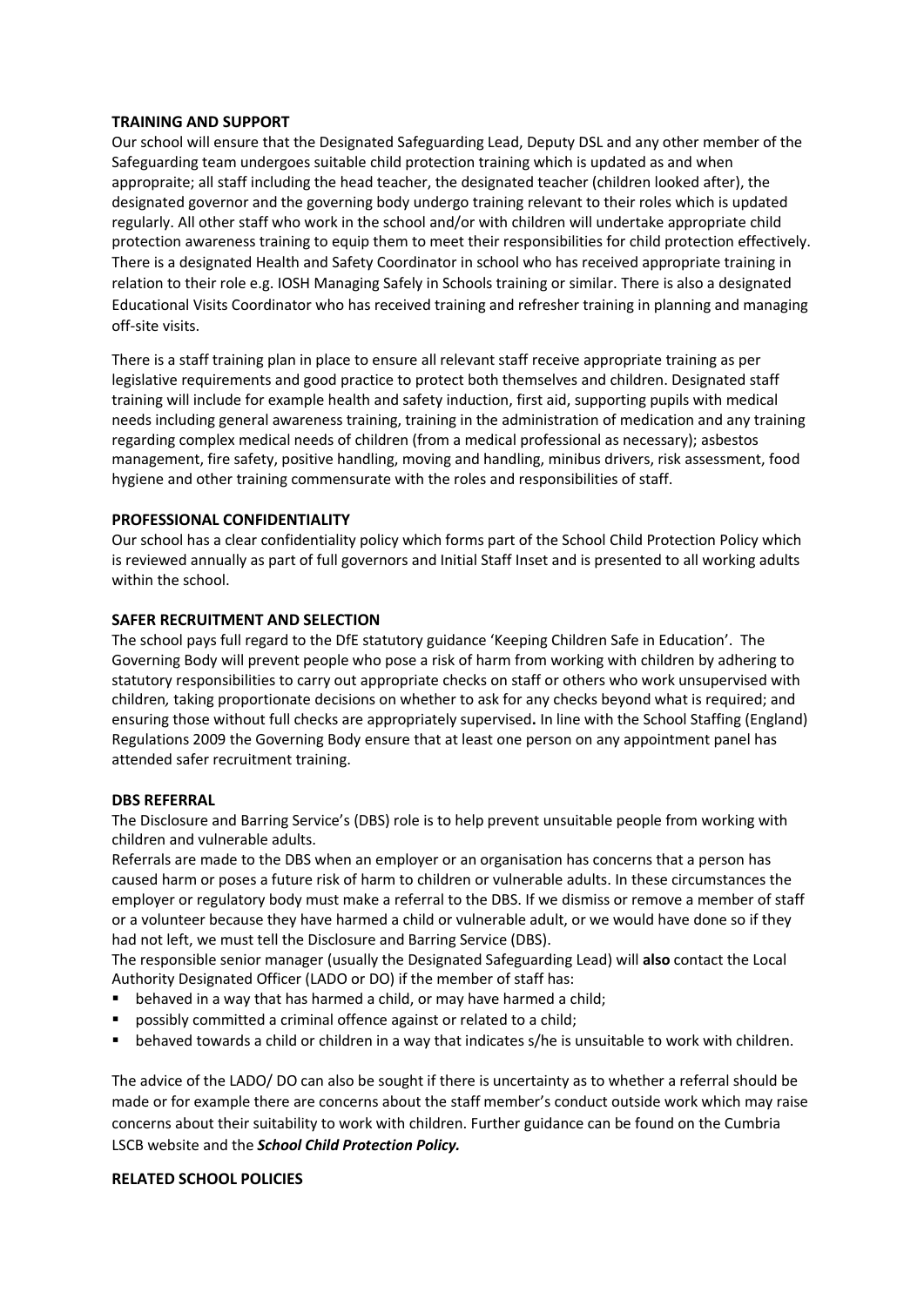**TRAINING AND SUPPORT**

Our school will ensure that the Designated Safeguarding Lead, Deputy DSL and any other member of the Safeguarding team undergoes suitable child protection training which is updated as and when appropraite; all staff including the head teacher, the designated teacher (children looked after), the designated governor and the governing body undergo training relevant to their roles which is updated regularly. All other staff who work in the school and/or with children will undertake appropriate child protection awareness training to equip them to meet their responsibilities for child protection effectively. There is a designated Health and Safety Coordinator in school who has received appropriate training in relation to their role e.g. IOSH Managing Safely in Schools training or similar. There is also a designated Educational Visits Coordinator who has received training and refresher training in planning and managing off-site visits.

There is a staff training plan in place to ensure all relevant staff receive appropriate training as per legislative requirements and good practice to protect both themselves and children. Designated staff training will include for example health and safety induction, first aid, supporting pupils with medical needs including general awareness training, training in the administration of medication and any training regarding complex medical needs of children (from a medical professional as necessary); asbestos management, fire safety, positive handling, moving and handling, minibus drivers, risk assessment, food hygiene and other training commensurate with the roles and responsibilities of staff.

**PROFESSIONAL CONFIDENTIALITY**

Our school has a clear confidentiality policy which forms part of the School Child Protection Policy which is reviewed annually as part of full governors and Initial Staff Inset and is presented to all working adults within the school.

**SAFER RECRUITMENT AND SELECTION**

The school pays full regard to the DfE statutory guidance 'Keeping Children Safe in Education'. The Governing Body will prevent people who pose a risk of harm from working with children by adhering to statutory responsibilities to carry out appropriate checks on staff or others who work unsupervised with children, taking proportionate decisions on whether to ask for any checks beyond what is required; and ensuring those without full checks are appropriately supervised**.** In line with the School Staffing (England) Regulations 2009 the Governing Body ensure that at least one person on any appointment panel has attended safer recruitment training.

**DBS REFERRAL**

The Disclosure and Barring Service's (DBS) role is to help prevent unsuitable people from working with children and vulnerable adults.

Referrals are made to the DBS when an employer or an organisation has concerns that a person has caused harm or poses a future risk of harm to children or vulnerable adults. In these circumstances the employer or regulatory body must make a referral to the DBS. If we dismiss or remove a member of staff or a volunteer because they have harmed a child or vulnerable adult, or we would have done so if they had not left, we must tell the Disclosure and Barring Service (DBS).

The responsible senior manager (usually the Designated Safeguarding Lead) will **also** contact the Local Authority Designated Officer (LADO or DO) if the member of staff has:

- behaved in a way that has harmed a child, or may have harmed a child;
- possibly committed a criminal offence against or related to a child;
- behaved towards a child or children in a way that indicates s/he is unsuitable to work with children.

The advice of the LADO/ DO can also be sought if there is uncertainty as to whether a referral should be made or for example there are concerns about the staff member's conduct outside work which may raise concerns about their suitability to work with children. Further guidance can be found on the Cumbria LSCB website and the ***School Child Protection Policy.***

**RELATED SCHOOL POLICIES**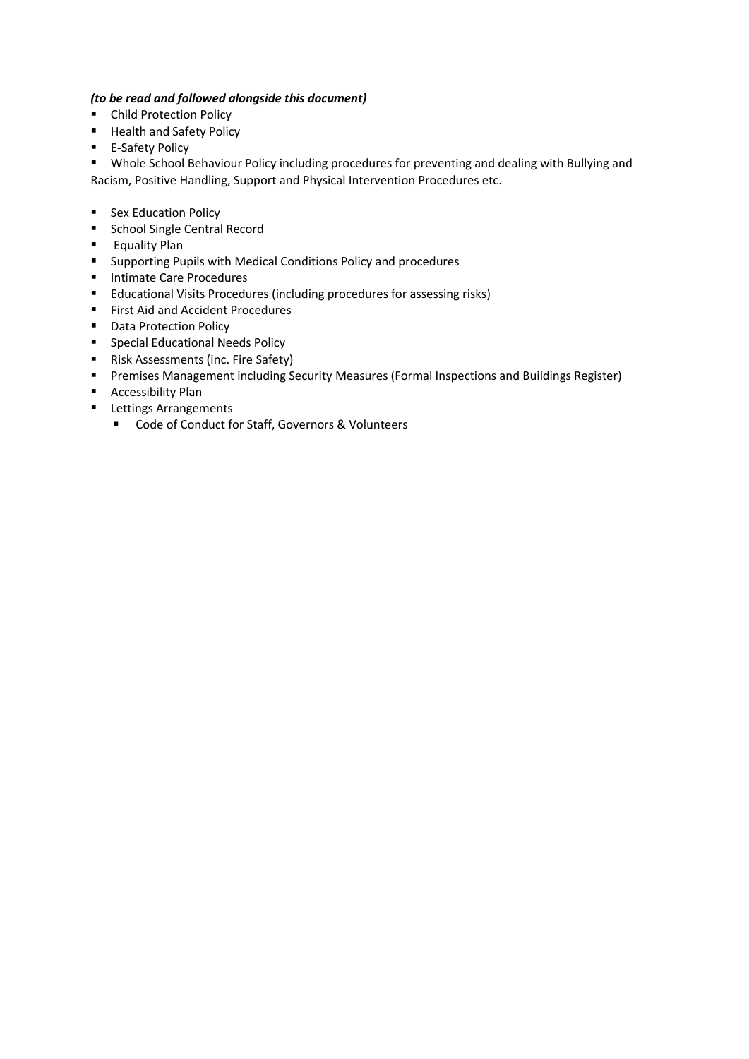***(to be read and followed alongside this document)***

- Child Protection Policy
- Health and Safety Policy
- E-Safety Policy
- Whole School Behaviour Policy including procedures for preventing and dealing with Bullying and Racism, Positive Handling, Support and Physical Intervention Procedures etc.

- Sex Education Policy
- School Single Central Record
- Equality Plan
- Supporting Pupils with Medical Conditions Policy and procedures
- Intimate Care Procedures
- Educational Visits Procedures (including procedures for assessing risks)
- First Aid and Accident Procedures
- Data Protection Policy
- Special Educational Needs Policy
- Risk Assessments (inc. Fire Safety)
- Premises Management including Security Measures (Formal Inspections and Buildings Register)
- Accessibility Plan
- Lettings Arrangements
    - Code of Conduct for Staff, Governors & Volunteers